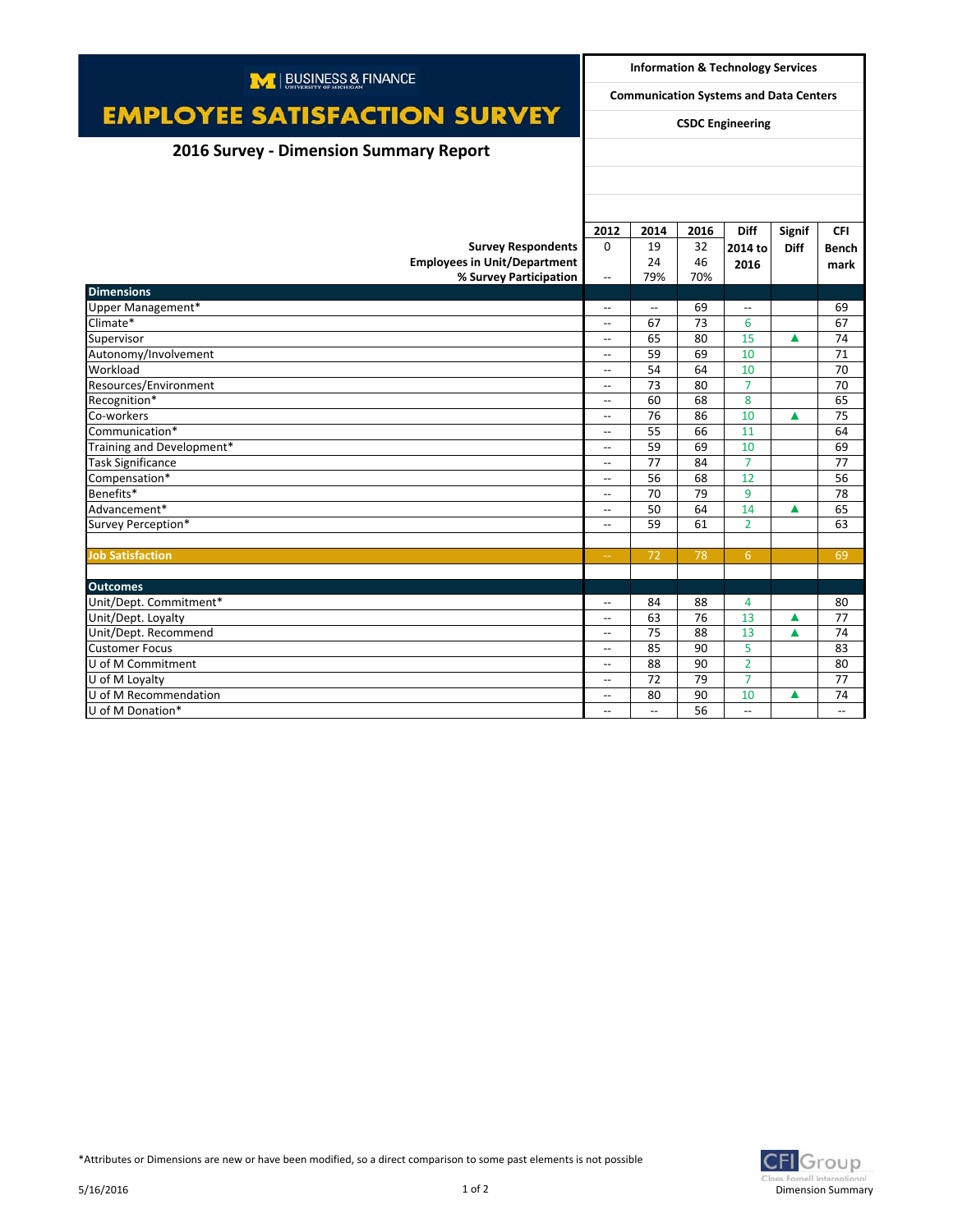BUSINESS & FINANCE
UNIVERSITY OF MICHIGAN

# EMPLOYEE SATISFACTION SURVEY

## 2016 Survey - Dimension Summary Report

**Information & Technology Services**

**Communication Systems and Data Centers**

**CSDC Engineering**

| | 2012 | 2014 | 2016 | Diff 2014 to 2016 | Signif Diff | CFI Benchmark |
|---|---|---|---|---|---|---|
| **Survey Respondents** | 0 | 19 | 32 | | | |
| **Employees in Unit/Department** | | 24 | 46 | | | |
| **% Survey Participation** | -- | 79% | 70% | | | |
| **Dimensions** | | | | | | |
| Upper Management* | -- | -- | 69 | -- | | 69 |
| Climate* | -- | 67 | 73 | 6 | | 67 |
| Supervisor | -- | 65 | 80 | 15 | ▲ | 74 |
| Autonomy/Involvement | -- | 59 | 69 | 10 | | 71 |
| Workload | -- | 54 | 64 | 10 | | 70 |
| Resources/Environment | -- | 73 | 80 | 7 | | 70 |
| Recognition* | -- | 60 | 68 | 8 | | 65 |
| Co-workers | -- | 76 | 86 | 10 | ▲ | 75 |
| Communication* | -- | 55 | 66 | 11 | | 64 |
| Training and Development* | -- | 59 | 69 | 10 | | 69 |
| Task Significance | -- | 77 | 84 | 7 | | 77 |
| Compensation* | -- | 56 | 68 | 12 | | 56 |
| Benefits* | -- | 70 | 79 | 9 | | 78 |
| Advancement* | -- | 50 | 64 | 14 | ▲ | 65 |
| Survey Perception* | -- | 59 | 61 | 2 | | 63 |
| **Job Satisfaction** | -- | 72 | 78 | 6 | | 69 |
| **Outcomes** | | | | | | |
| Unit/Dept. Commitment* | -- | 84 | 88 | 4 | | 80 |
| Unit/Dept. Loyalty | -- | 63 | 76 | 13 | ▲ | 77 |
| Unit/Dept. Recommend | -- | 75 | 88 | 13 | ▲ | 74 |
| Customer Focus | -- | 85 | 90 | 5 | | 83 |
| U of M Commitment | -- | 88 | 90 | 2 | | 80 |
| U of M Loyalty | -- | 72 | 79 | 7 | | 77 |
| U of M Recommendation | -- | 80 | 90 | 10 | ▲ | 74 |
| U of M Donation* | -- | -- | 56 | -- | | -- |

*Attributes or Dimensions are new or have been modified, so a direct comparison to some past elements is not possible

5/16/2016

CFI Group
Claes Fornell International
Dimension Summary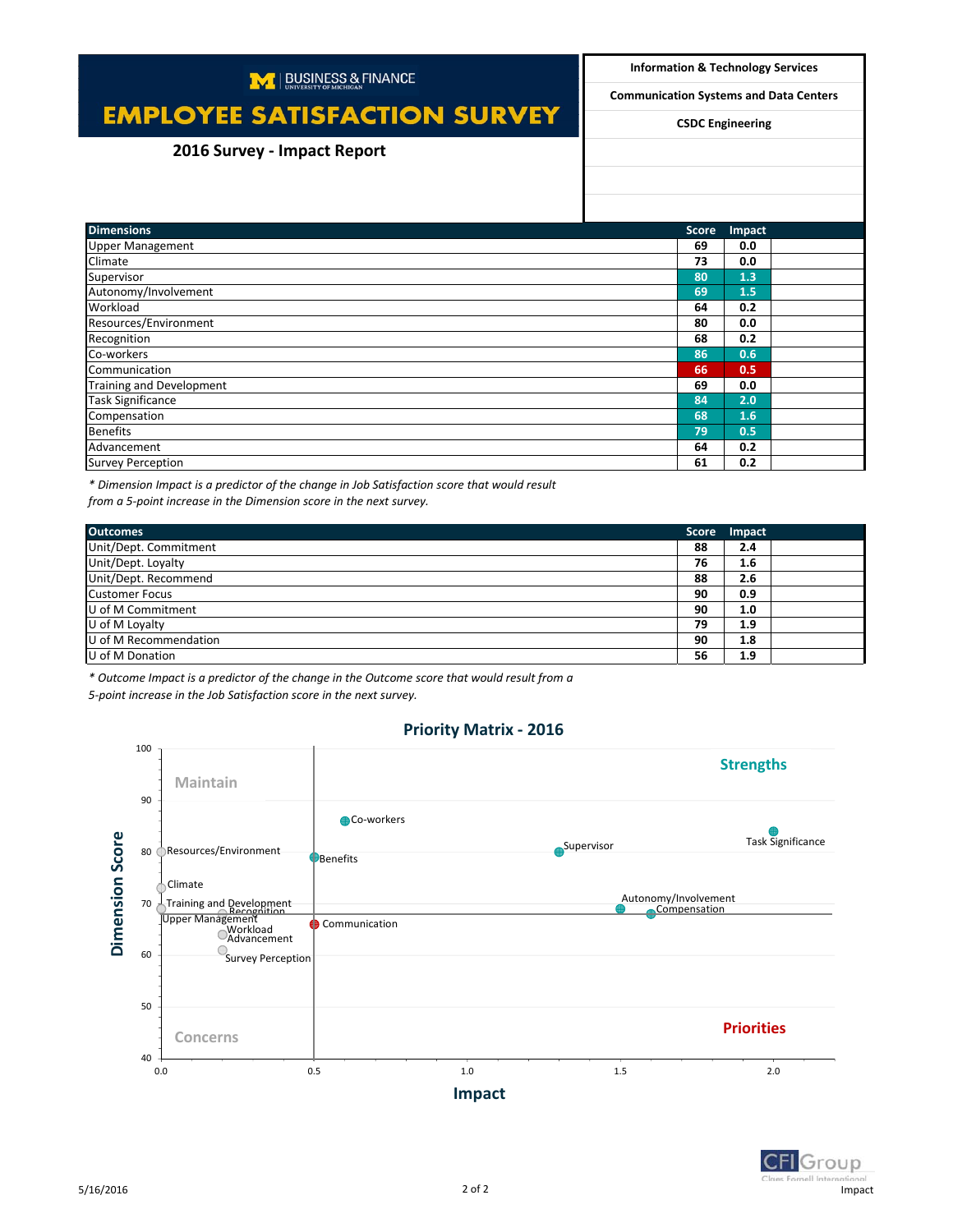BUSINESS & FINANCE
UNIVERSITY OF MICHIGAN

# EMPLOYEE SATISFACTION SURVEY

## 2016 Survey - Impact Report

**Information & Technology Services**

**Communication Systems and Data Centers**

**CSDC Engineering**

| Dimensions | Score | Impact |
|---|---|---|
| Upper Management | 69 | 0.0 |
| Climate | 73 | 0.0 |
| Supervisor | 80 | 1.3 |
| Autonomy/Involvement | 69 | 1.5 |
| Workload | 64 | 0.2 |
| Resources/Environment | 80 | 0.0 |
| Recognition | 68 | 0.2 |
| Co-workers | 86 | 0.6 |
| Communication | 66 | 0.5 |
| Training and Development | 69 | 0.0 |
| Task Significance | 84 | 2.0 |
| Compensation | 68 | 1.6 |
| Benefits | 79 | 0.5 |
| Advancement | 64 | 0.2 |
| Survey Perception | 61 | 0.2 |

*\* Dimension Impact is a predictor of the change in Job Satisfaction score that would result from a 5-point increase in the Dimension score in the next survey.*

| Outcomes | Score | Impact |
|---|---|---|
| Unit/Dept. Commitment | 88 | 2.4 |
| Unit/Dept. Loyalty | 76 | 1.6 |
| Unit/Dept. Recommend | 88 | 2.6 |
| Customer Focus | 90 | 0.9 |
| U of M Commitment | 90 | 1.0 |
| U of M Loyalty | 79 | 1.9 |
| U of M Recommendation | 90 | 1.8 |
| U of M Donation | 56 | 1.9 |

*\* Outcome Impact is a predictor of the change in the Outcome score that would result from a 5-point increase in the Job Satisfaction score in the next survey.*

### Priority Matrix - 2016

Maintain
Strengths
Concerns
Priorities

Co-workers
Resources/Environment
Benefits
Supervisor
Task Significance
Climate
Training and Development
Recognition
Upper Management
Autonomy/Involvement
Compensation
Communication
Workload
Advancement
Survey Perception

Dimension Score: 100, 90, 80, 70, 60, 50, 40

Impact: 0.0, 0.5, 1.0, 1.5, 2.0

CFI Group
Claes Fornell International

5/16/2016